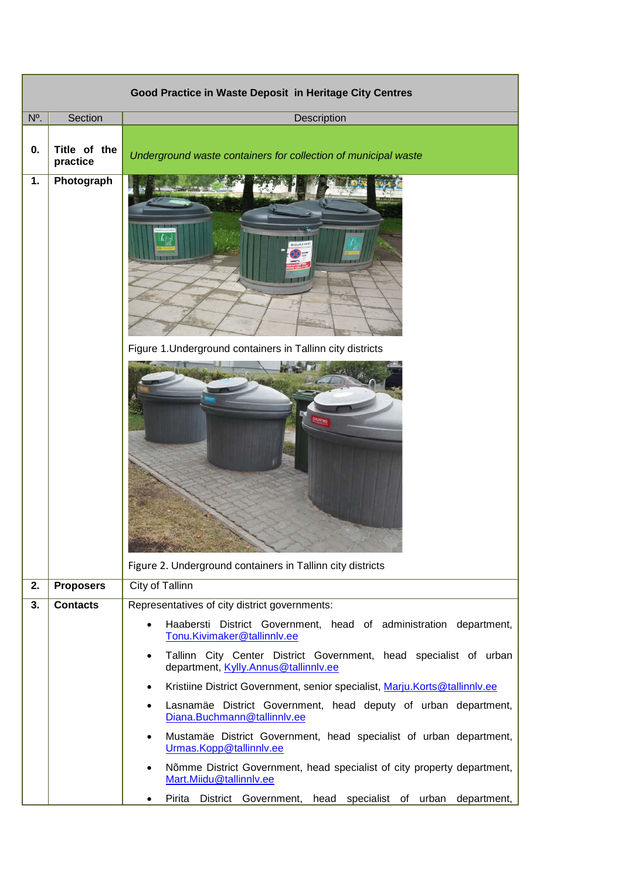| Good Practice in Waste Deposit in Heritage City Centres | | |
|---|---|---|
| Nº. | Section | Description |
| **0.** | **Title of the practice** | *Underground waste containers for collection of municipal waste* |
| **1.** | **Photograph** | Figure 1.Underground containers in Tallinn city districts<br><br>Figure 2. Underground containers in Tallinn city districts |
| **2.** | **Proposers** | City of Tallinn |
| **3.** | **Contacts** | Representatives of city district governments:<br>• Haabersti District Government, head of administration department, Tonu.Kivimaker@tallinnlv.ee<br>• Tallinn City Center District Government, head specialist of urban department, Kylly.Annus@tallinnlv.ee<br>• Kristiine District Government, senior specialist, Marju.Korts@tallinnlv.ee<br>• Lasnamäe District Government, head deputy of urban department, Diana.Buchmann@tallinnlv.ee<br>• Mustamäe District Government, head specialist of urban department, Urmas.Kopp@tallinnlv.ee<br>• Nõmme District Government, head specialist of city property department, Mart.Miidu@tallinnlv.ee<br>• Pirita District Government, head specialist of urban department, |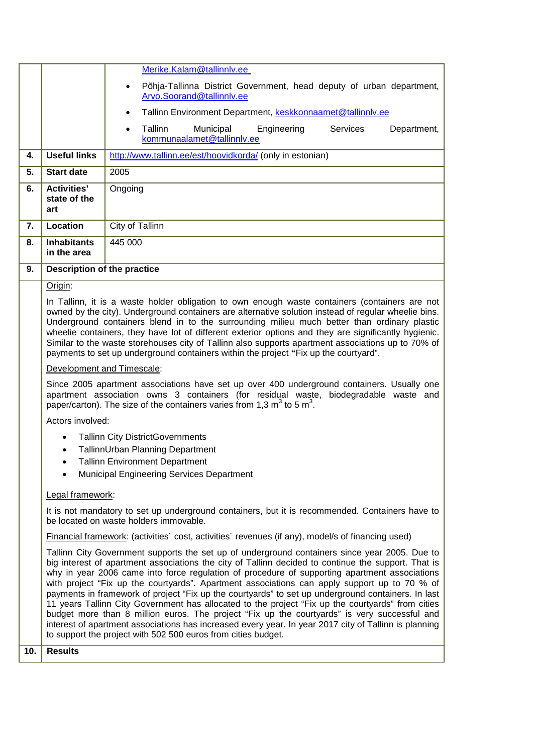| | | |
|---|---|---|
| | | Merike.Kalam@tallinnlv.ee<br>• Põhja-Tallinna District Government, head deputy of urban department, Arvo.Soorand@tallinnlv.ee<br>• Tallinn Environment Department, keskkonnaamet@tallinnlv.ee<br>• Tallinn Municipal Engineering Services Department, kommunaalamet@tallinnlv.ee |
| **4.** | **Useful links** | http://www.tallinn.ee/est/hoovidkorda/ (only in estonian) |
| **5.** | **Start date** | 2005 |
| **6.** | **Activities' state of the art** | Ongoing |
| **7.** | **Location** | City of Tallinn |
| **8.** | **Inhabitants in the area** | 445 000 |
| **9.** | **Description of the practice** | |

Origin:

In Tallinn, it is a waste holder obligation to own enough waste containers (containers are not owned by the city). Underground containers are alternative solution instead of regular wheelie bins. Underground containers blend in to the surrounding milieu much better than ordinary plastic wheelie containers, they have lot of different exterior options and they are significantly hygienic. Similar to the waste storehouses city of Tallinn also supports apartment associations up to 70% of payments to set up underground containers within the project **"**Fix up the courtyard".

Development and Timescale:

Since 2005 apartment associations have set up over 400 underground containers. Usually one apartment association owns 3 containers (for residual waste, biodegradable waste and paper/carton). The size of the containers varies from 1,3 $m^3$ to 5 $m^3$.

Actors involved:

- Tallinn City DistrictGovernments
- TallinnUrban Planning Department
- Tallinn Environment Department
- Municipal Engineering Services Department

Legal framework:

It is not mandatory to set up underground containers, but it is recommended. Containers have to be located on waste holders immovable.

Financial framework: (activities´ cost, activities´ revenues (if any), model/s of financing used)

Tallinn City Government supports the set up of underground containers since year 2005. Due to big interest of apartment associations the city of Tallinn decided to continue the support. That is why in year 2006 came into force regulation of procedure of supporting apartment associations with project "Fix up the courtyards". Apartment associations can apply support up to 70 % of payments in framework of project "Fix up the courtyards" to set up underground containers. In last 11 years Tallinn City Government has allocated to the project "Fix up the courtyards" from cities budget more than 8 million euros. The project "Fix up the courtyards" is very successful and interest of apartment associations has increased every year. In year 2017 city of Tallinn is planning to support the project with 502 500 euros from cities budget.

| | |
|---|---|
| **10.** | **Results** |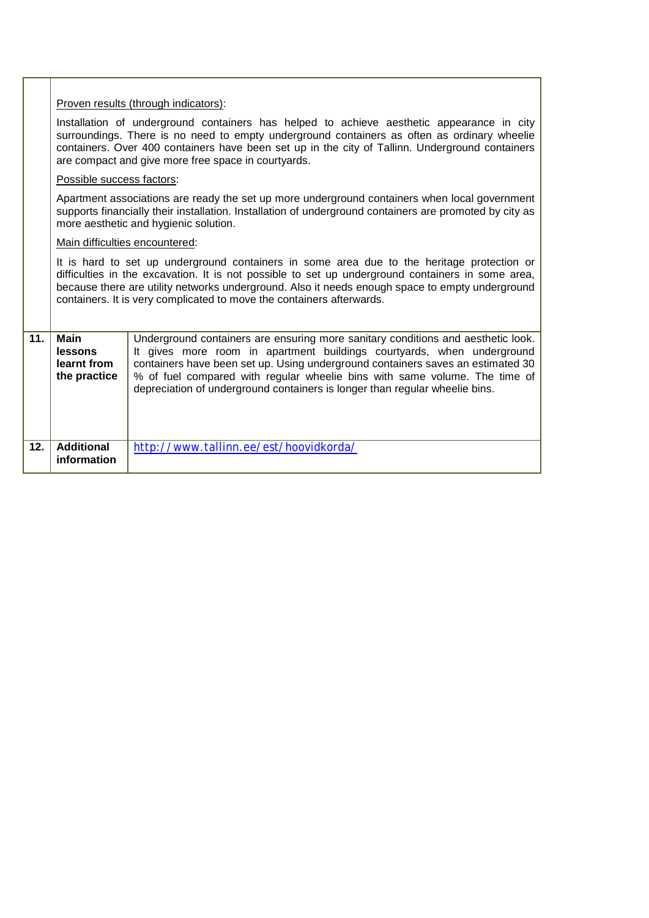| | | |
|---|---|---|
| | Proven results (through indicators):<br><br>Installation of underground containers has helped to achieve aesthetic appearance in city surroundings. There is no need to empty underground containers as often as ordinary wheelie containers. Over 400 containers have been set up in the city of Tallinn. Underground containers are compact and give more free space in courtyards.<br><br>Possible success factors:<br><br>Apartment associations are ready the set up more underground containers when local government supports financially their installation. Installation of underground containers are promoted by city as more aesthetic and hygienic solution.<br><br>Main difficulties encountered:<br><br>It is hard to set up underground containers in some area due to the heritage protection or difficulties in the excavation. It is not possible to set up underground containers in some area, because there are utility networks underground. Also it needs enough space to empty underground containers. It is very complicated to move the containers afterwards. | |
| **11.** | **Main lessons learnt from the practice** | Underground containers are ensuring more sanitary conditions and aesthetic look. It gives more room in apartment buildings courtyards, when underground containers have been set up. Using underground containers saves an estimated 30 % of fuel compared with regular wheelie bins with same volume. The time of depreciation of underground containers is longer than regular wheelie bins. |
| **12.** | **Additional information** | http://www.tallinn.ee/est/hoovidkorda/ |